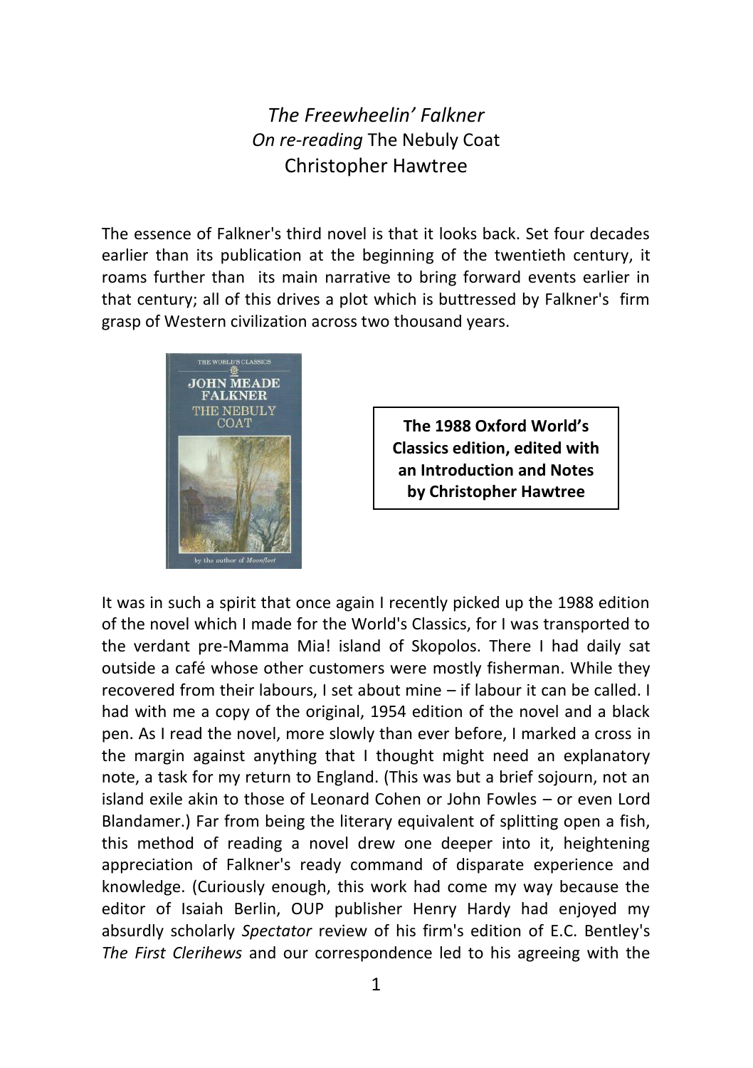# *The Freewheelin' Falkner*

## *On re-reading* The Nebuly Coat

### Christopher Hawtree

The essence of Falkner's third novel is that it looks back. Set four decades earlier than its publication at the beginning of the twentieth century, it roams further than its main narrative to bring forward events earlier in that century; all of this drives a plot which is buttressed by Falkner's firm grasp of Western civilization across two thousand years.

**The 1988 Oxford World's Classics edition, edited with an Introduction and Notes by Christopher Hawtree**

It was in such a spirit that once again I recently picked up the 1988 edition of the novel which I made for the World's Classics, for I was transported to the verdant pre-Mamma Mia! island of Skopolos. There I had daily sat outside a café whose other customers were mostly fisherman. While they recovered from their labours, I set about mine – if labour it can be called. I had with me a copy of the original, 1954 edition of the novel and a black pen. As I read the novel, more slowly than ever before, I marked a cross in the margin against anything that I thought might need an explanatory note, a task for my return to England. (This was but a brief sojourn, not an island exile akin to those of Leonard Cohen or John Fowles – or even Lord Blandamer.) Far from being the literary equivalent of splitting open a fish, this method of reading a novel drew one deeper into it, heightening appreciation of Falkner's ready command of disparate experience and knowledge. (Curiously enough, this work had come my way because the editor of Isaiah Berlin, OUP publisher Henry Hardy had enjoyed my absurdly scholarly *Spectator* review of his firm's edition of E.C. Bentley's *The First Clerihews* and our correspondence led to his agreeing with the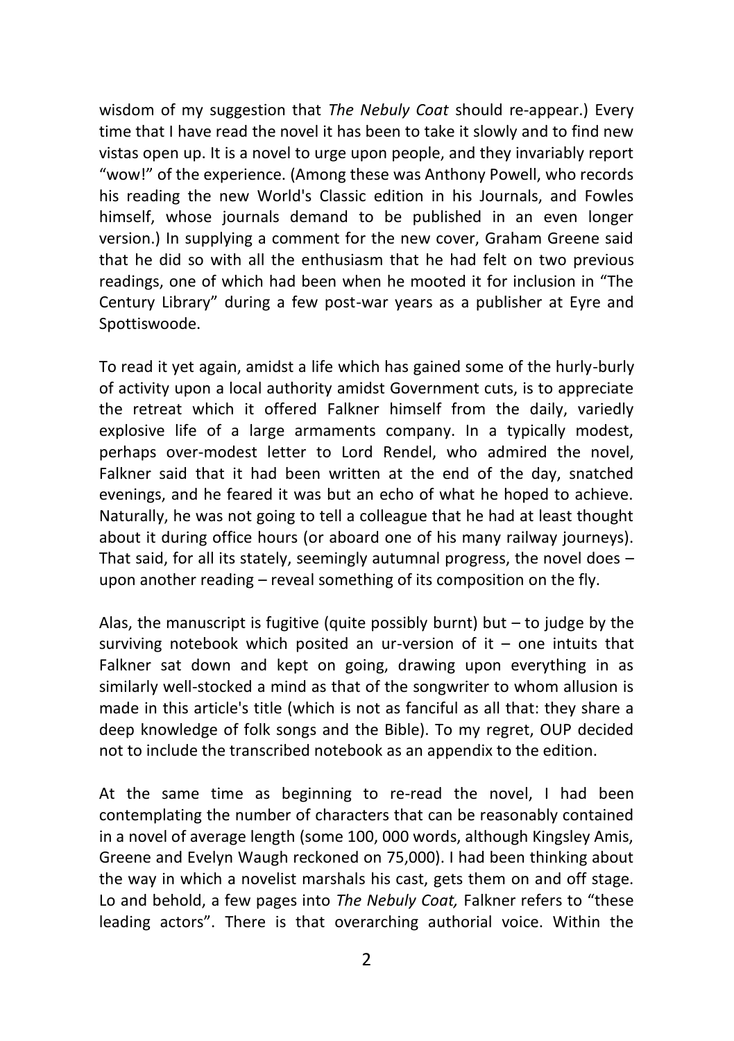wisdom of my suggestion that *The Nebuly Coat* should re-appear.) Every time that I have read the novel it has been to take it slowly and to find new vistas open up. It is a novel to urge upon people, and they invariably report "wow!" of the experience. (Among these was Anthony Powell, who records his reading the new World's Classic edition in his Journals, and Fowles himself, whose journals demand to be published in an even longer version.) In supplying a comment for the new cover, Graham Greene said that he did so with all the enthusiasm that he had felt on two previous readings, one of which had been when he mooted it for inclusion in "The Century Library" during a few post-war years as a publisher at Eyre and Spottiswoode.

To read it yet again, amidst a life which has gained some of the hurly-burly of activity upon a local authority amidst Government cuts, is to appreciate the retreat which it offered Falkner himself from the daily, variedly explosive life of a large armaments company. In a typically modest, perhaps over-modest letter to Lord Rendel, who admired the novel, Falkner said that it had been written at the end of the day, snatched evenings, and he feared it was but an echo of what he hoped to achieve. Naturally, he was not going to tell a colleague that he had at least thought about it during office hours (or aboard one of his many railway journeys). That said, for all its stately, seemingly autumnal progress, the novel does – upon another reading – reveal something of its composition on the fly.

Alas, the manuscript is fugitive (quite possibly burnt) but – to judge by the surviving notebook which posited an ur-version of it – one intuits that Falkner sat down and kept on going, drawing upon everything in as similarly well-stocked a mind as that of the songwriter to whom allusion is made in this article's title (which is not as fanciful as all that: they share a deep knowledge of folk songs and the Bible). To my regret, OUP decided not to include the transcribed notebook as an appendix to the edition.

At the same time as beginning to re-read the novel, I had been contemplating the number of characters that can be reasonably contained in a novel of average length (some 100, 000 words, although Kingsley Amis, Greene and Evelyn Waugh reckoned on 75,000). I had been thinking about the way in which a novelist marshals his cast, gets them on and off stage. Lo and behold, a few pages into *The Nebuly Coat,* Falkner refers to "these leading actors". There is that overarching authorial voice. Within the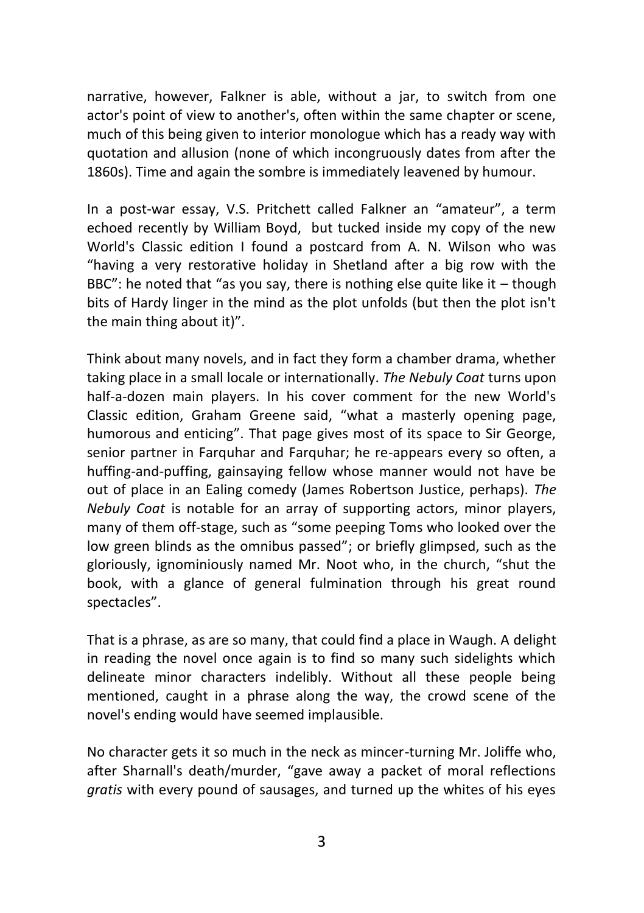narrative, however, Falkner is able, without a jar, to switch from one actor's point of view to another's, often within the same chapter or scene, much of this being given to interior monologue which has a ready way with quotation and allusion (none of which incongruously dates from after the 1860s). Time and again the sombre is immediately leavened by humour.

In a post-war essay, V.S. Pritchett called Falkner an "amateur", a term echoed recently by William Boyd, but tucked inside my copy of the new World's Classic edition I found a postcard from A. N. Wilson who was "having a very restorative holiday in Shetland after a big row with the BBC": he noted that "as you say, there is nothing else quite like it – though bits of Hardy linger in the mind as the plot unfolds (but then the plot isn't the main thing about it)".

Think about many novels, and in fact they form a chamber drama, whether taking place in a small locale or internationally. *The Nebuly Coat* turns upon half-a-dozen main players. In his cover comment for the new World's Classic edition, Graham Greene said, "what a masterly opening page, humorous and enticing". That page gives most of its space to Sir George, senior partner in Farquhar and Farquhar; he re-appears every so often, a huffing-and-puffing, gainsaying fellow whose manner would not have be out of place in an Ealing comedy (James Robertson Justice, perhaps). *The Nebuly Coat* is notable for an array of supporting actors, minor players, many of them off-stage, such as "some peeping Toms who looked over the low green blinds as the omnibus passed"; or briefly glimpsed, such as the gloriously, ignominiously named Mr. Noot who, in the church, "shut the book, with a glance of general fulmination through his great round spectacles".

That is a phrase, as are so many, that could find a place in Waugh. A delight in reading the novel once again is to find so many such sidelights which delineate minor characters indelibly. Without all these people being mentioned, caught in a phrase along the way, the crowd scene of the novel's ending would have seemed implausible.

No character gets it so much in the neck as mincer-turning Mr. Joliffe who, after Sharnall's death/murder, "gave away a packet of moral reflections *gratis* with every pound of sausages, and turned up the whites of his eyes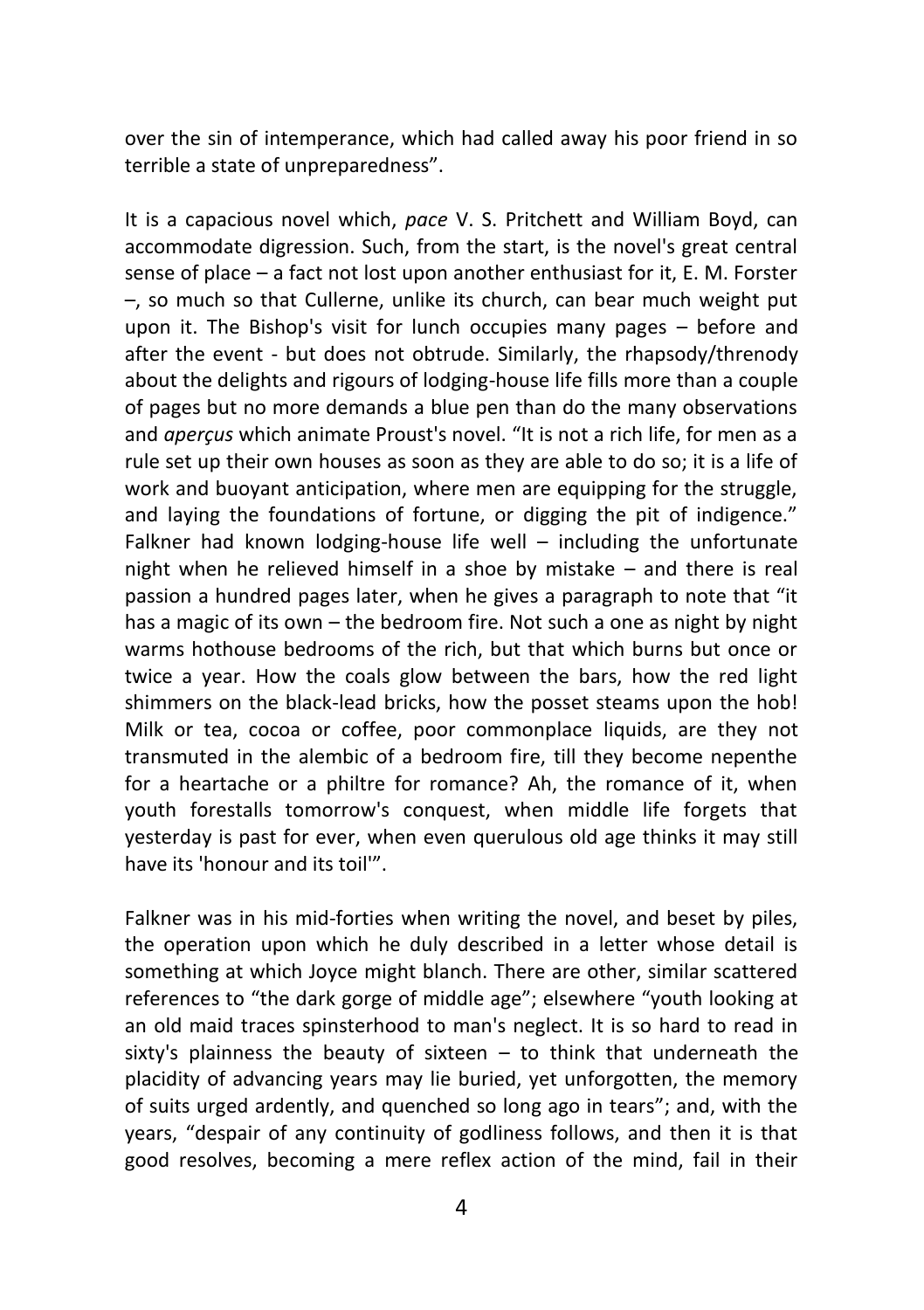over the sin of intemperance, which had called away his poor friend in so terrible a state of unpreparedness".

It is a capacious novel which, *pace* V. S. Pritchett and William Boyd, can accommodate digression. Such, from the start, is the novel's great central sense of place – a fact not lost upon another enthusiast for it, E. M. Forster –, so much so that Cullerne, unlike its church, can bear much weight put upon it. The Bishop's visit for lunch occupies many pages – before and after the event - but does not obtrude. Similarly, the rhapsody/threnody about the delights and rigours of lodging-house life fills more than a couple of pages but no more demands a blue pen than do the many observations and *aperçus* which animate Proust's novel. "It is not a rich life, for men as a rule set up their own houses as soon as they are able to do so; it is a life of work and buoyant anticipation, where men are equipping for the struggle, and laying the foundations of fortune, or digging the pit of indigence." Falkner had known lodging-house life well – including the unfortunate night when he relieved himself in a shoe by mistake – and there is real passion a hundred pages later, when he gives a paragraph to note that "it has a magic of its own – the bedroom fire. Not such a one as night by night warms hothouse bedrooms of the rich, but that which burns but once or twice a year. How the coals glow between the bars, how the red light shimmers on the black-lead bricks, how the posset steams upon the hob! Milk or tea, cocoa or coffee, poor commonplace liquids, are they not transmuted in the alembic of a bedroom fire, till they become nepenthe for a heartache or a philtre for romance? Ah, the romance of it, when youth forestalls tomorrow's conquest, when middle life forgets that yesterday is past for ever, when even querulous old age thinks it may still have its 'honour and its toil'".

Falkner was in his mid-forties when writing the novel, and beset by piles, the operation upon which he duly described in a letter whose detail is something at which Joyce might blanch. There are other, similar scattered references to "the dark gorge of middle age"; elsewhere "youth looking at an old maid traces spinsterhood to man's neglect. It is so hard to read in sixty's plainness the beauty of sixteen – to think that underneath the placidity of advancing years may lie buried, yet unforgotten, the memory of suits urged ardently, and quenched so long ago in tears"; and, with the years, "despair of any continuity of godliness follows, and then it is that good resolves, becoming a mere reflex action of the mind, fail in their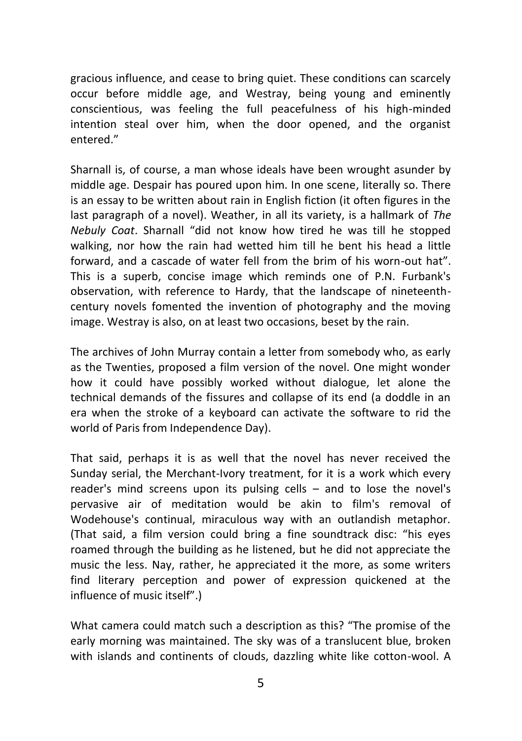gracious influence, and cease to bring quiet. These conditions can scarcely occur before middle age, and Westray, being young and eminently conscientious, was feeling the full peacefulness of his high-minded intention steal over him, when the door opened, and the organist entered."

Sharnall is, of course, a man whose ideals have been wrought asunder by middle age. Despair has poured upon him. In one scene, literally so. There is an essay to be written about rain in English fiction (it often figures in the last paragraph of a novel). Weather, in all its variety, is a hallmark of *The Nebuly Coat*. Sharnall "did not know how tired he was till he stopped walking, nor how the rain had wetted him till he bent his head a little forward, and a cascade of water fell from the brim of his worn-out hat". This is a superb, concise image which reminds one of P.N. Furbank's observation, with reference to Hardy, that the landscape of nineteenth-century novels fomented the invention of photography and the moving image. Westray is also, on at least two occasions, beset by the rain.

The archives of John Murray contain a letter from somebody who, as early as the Twenties, proposed a film version of the novel. One might wonder how it could have possibly worked without dialogue, let alone the technical demands of the fissures and collapse of its end (a doddle in an era when the stroke of a keyboard can activate the software to rid the world of Paris from Independence Day).

That said, perhaps it is as well that the novel has never received the Sunday serial, the Merchant-Ivory treatment, for it is a work which every reader's mind screens upon its pulsing cells – and to lose the novel's pervasive air of meditation would be akin to film's removal of Wodehouse's continual, miraculous way with an outlandish metaphor. (That said, a film version could bring a fine soundtrack disc: "his eyes roamed through the building as he listened, but he did not appreciate the music the less. Nay, rather, he appreciated it the more, as some writers find literary perception and power of expression quickened at the influence of music itself".)

What camera could match such a description as this? "The promise of the early morning was maintained. The sky was of a translucent blue, broken with islands and continents of clouds, dazzling white like cotton-wool. A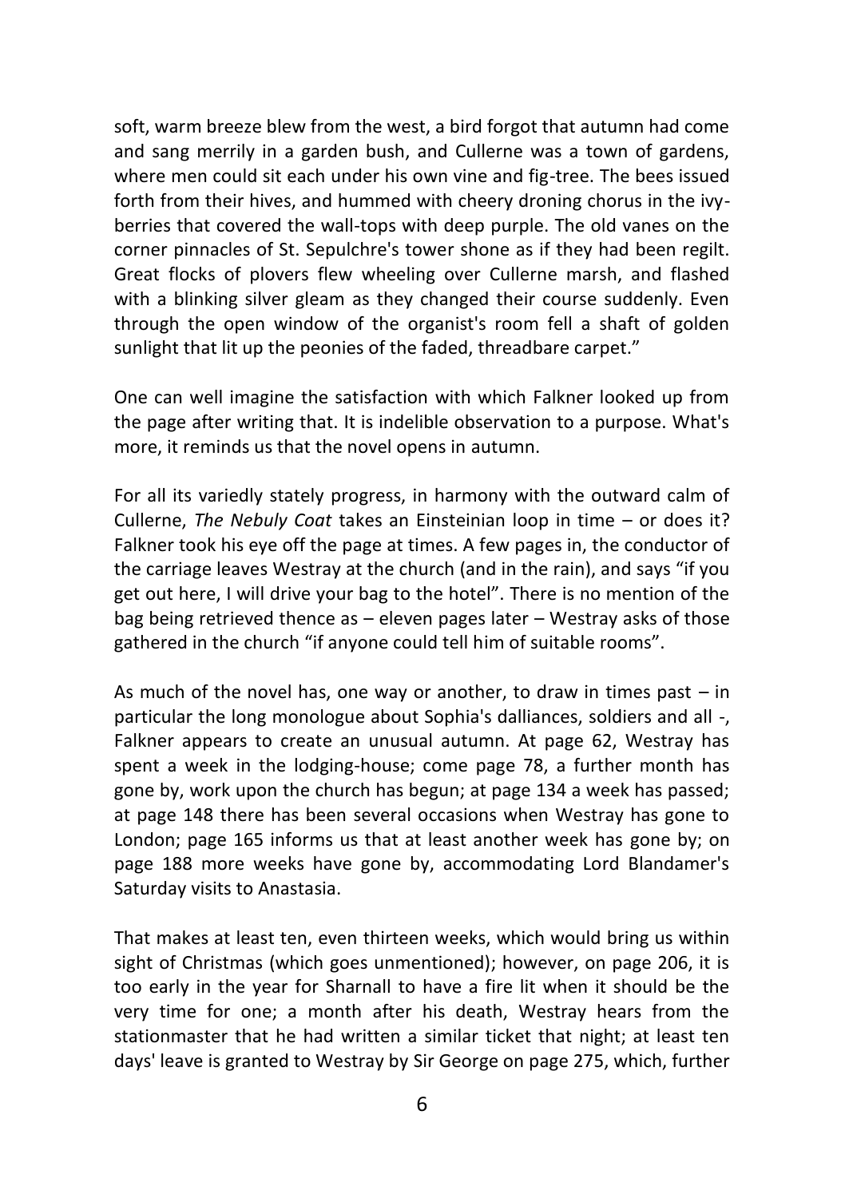soft, warm breeze blew from the west, a bird forgot that autumn had come and sang merrily in a garden bush, and Cullerne was a town of gardens, where men could sit each under his own vine and fig-tree. The bees issued forth from their hives, and hummed with cheery droning chorus in the ivy-berries that covered the wall-tops with deep purple. The old vanes on the corner pinnacles of St. Sepulchre's tower shone as if they had been regilt. Great flocks of plovers flew wheeling over Cullerne marsh, and flashed with a blinking silver gleam as they changed their course suddenly. Even through the open window of the organist's room fell a shaft of golden sunlight that lit up the peonies of the faded, threadbare carpet."

One can well imagine the satisfaction with which Falkner looked up from the page after writing that. It is indelible observation to a purpose. What's more, it reminds us that the novel opens in autumn.

For all its variedly stately progress, in harmony with the outward calm of Cullerne, *The Nebuly Coat* takes an Einsteinian loop in time – or does it? Falkner took his eye off the page at times. A few pages in, the conductor of the carriage leaves Westray at the church (and in the rain), and says "if you get out here, I will drive your bag to the hotel". There is no mention of the bag being retrieved thence as – eleven pages later – Westray asks of those gathered in the church "if anyone could tell him of suitable rooms".

As much of the novel has, one way or another, to draw in times past – in particular the long monologue about Sophia's dalliances, soldiers and all -, Falkner appears to create an unusual autumn. At page 62, Westray has spent a week in the lodging-house; come page 78, a further month has gone by, work upon the church has begun; at page 134 a week has passed; at page 148 there has been several occasions when Westray has gone to London; page 165 informs us that at least another week has gone by; on page 188 more weeks have gone by, accommodating Lord Blandamer's Saturday visits to Anastasia.

That makes at least ten, even thirteen weeks, which would bring us within sight of Christmas (which goes unmentioned); however, on page 206, it is too early in the year for Sharnall to have a fire lit when it should be the very time for one; a month after his death, Westray hears from the stationmaster that he had written a similar ticket that night; at least ten days' leave is granted to Westray by Sir George on page 275, which, further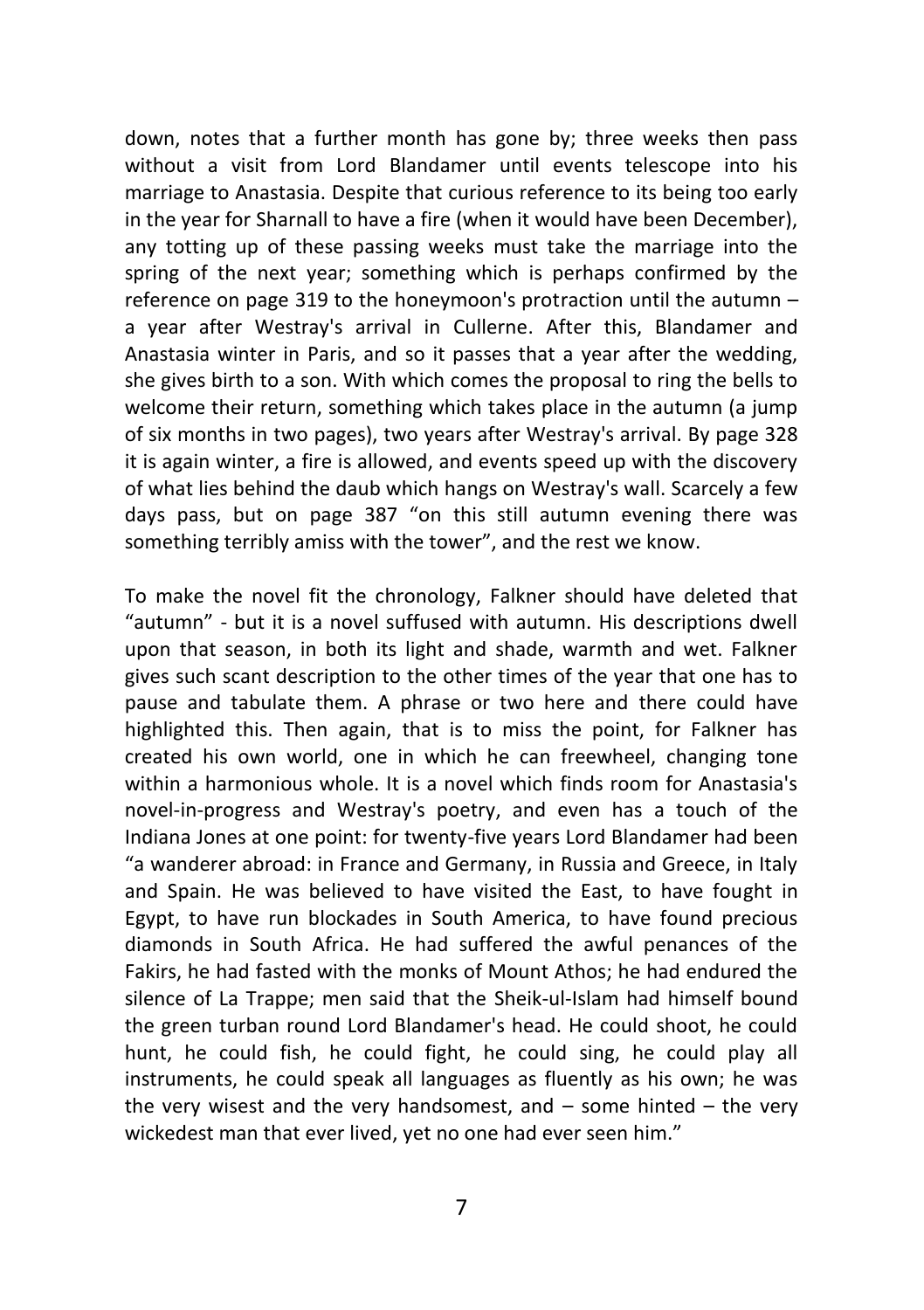down, notes that a further month has gone by; three weeks then pass without a visit from Lord Blandamer until events telescope into his marriage to Anastasia. Despite that curious reference to its being too early in the year for Sharnall to have a fire (when it would have been December), any totting up of these passing weeks must take the marriage into the spring of the next year; something which is perhaps confirmed by the reference on page 319 to the honeymoon's protraction until the autumn – a year after Westray's arrival in Cullerne. After this, Blandamer and Anastasia winter in Paris, and so it passes that a year after the wedding, she gives birth to a son. With which comes the proposal to ring the bells to welcome their return, something which takes place in the autumn (a jump of six months in two pages), two years after Westray's arrival. By page 328 it is again winter, a fire is allowed, and events speed up with the discovery of what lies behind the daub which hangs on Westray's wall. Scarcely a few days pass, but on page 387 "on this still autumn evening there was something terribly amiss with the tower", and the rest we know.

To make the novel fit the chronology, Falkner should have deleted that "autumn" - but it is a novel suffused with autumn. His descriptions dwell upon that season, in both its light and shade, warmth and wet. Falkner gives such scant description to the other times of the year that one has to pause and tabulate them. A phrase or two here and there could have highlighted this. Then again, that is to miss the point, for Falkner has created his own world, one in which he can freewheel, changing tone within a harmonious whole. It is a novel which finds room for Anastasia's novel-in-progress and Westray's poetry, and even has a touch of the Indiana Jones at one point: for twenty-five years Lord Blandamer had been "a wanderer abroad: in France and Germany, in Russia and Greece, in Italy and Spain. He was believed to have visited the East, to have fought in Egypt, to have run blockades in South America, to have found precious diamonds in South Africa. He had suffered the awful penances of the Fakirs, he had fasted with the monks of Mount Athos; he had endured the silence of La Trappe; men said that the Sheik-ul-Islam had himself bound the green turban round Lord Blandamer's head. He could shoot, he could hunt, he could fish, he could fight, he could sing, he could play all instruments, he could speak all languages as fluently as his own; he was the very wisest and the very handsomest, and – some hinted – the very wickedest man that ever lived, yet no one had ever seen him."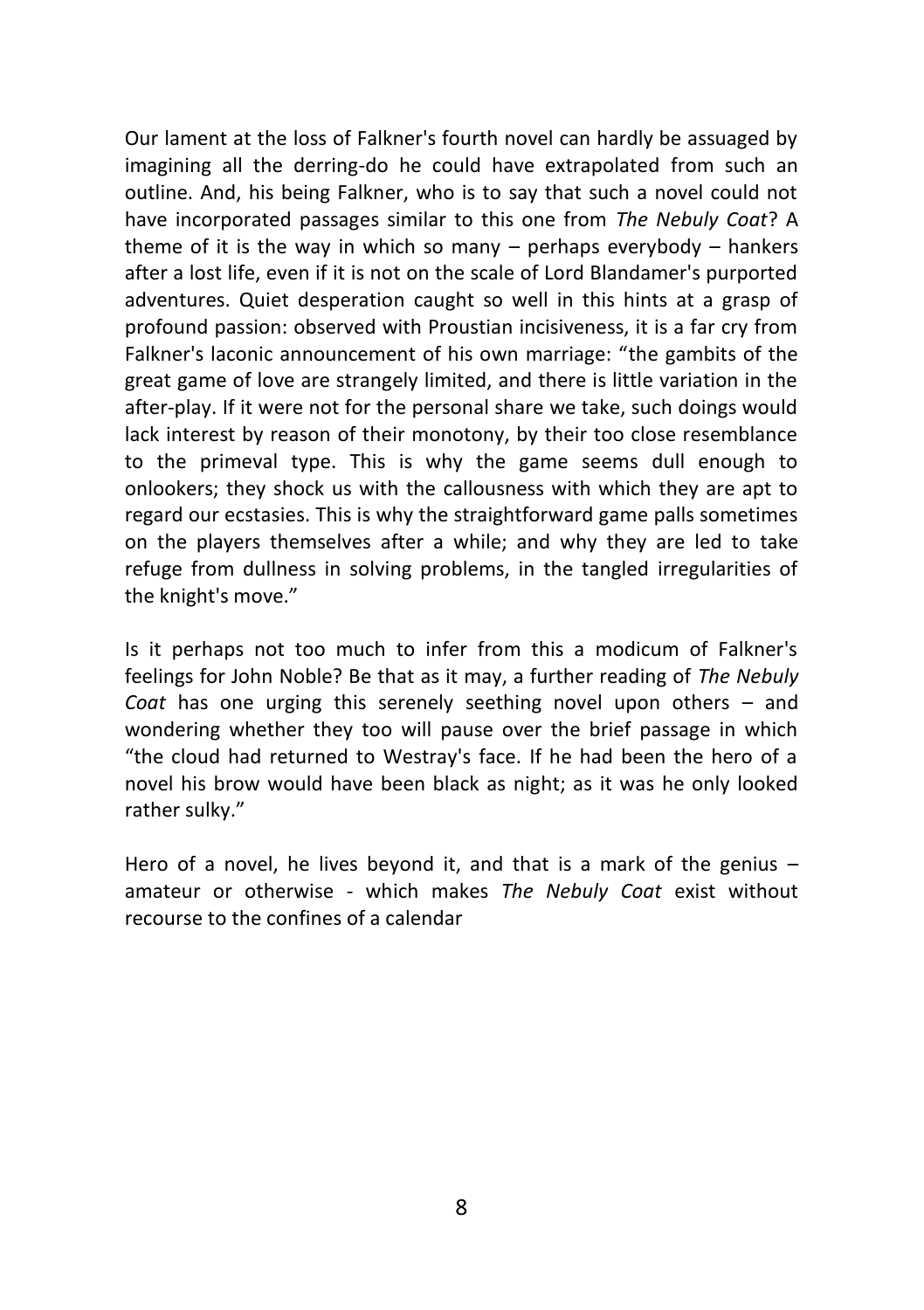Our lament at the loss of Falkner's fourth novel can hardly be assuaged by imagining all the derring-do he could have extrapolated from such an outline. And, his being Falkner, who is to say that such a novel could not have incorporated passages similar to this one from *The Nebuly Coat*? A theme of it is the way in which so many – perhaps everybody – hankers after a lost life, even if it is not on the scale of Lord Blandamer's purported adventures. Quiet desperation caught so well in this hints at a grasp of profound passion: observed with Proustian incisiveness, it is a far cry from Falkner's laconic announcement of his own marriage: "the gambits of the great game of love are strangely limited, and there is little variation in the after-play. If it were not for the personal share we take, such doings would lack interest by reason of their monotony, by their too close resemblance to the primeval type. This is why the game seems dull enough to onlookers; they shock us with the callousness with which they are apt to regard our ecstasies. This is why the straightforward game palls sometimes on the players themselves after a while; and why they are led to take refuge from dullness in solving problems, in the tangled irregularities of the knight's move."

Is it perhaps not too much to infer from this a modicum of Falkner's feelings for John Noble? Be that as it may, a further reading of *The Nebuly Coat* has one urging this serenely seething novel upon others – and wondering whether they too will pause over the brief passage in which "the cloud had returned to Westray's face. If he had been the hero of a novel his brow would have been black as night; as it was he only looked rather sulky."

Hero of a novel, he lives beyond it, and that is a mark of the genius – amateur or otherwise - which makes *The Nebuly Coat* exist without recourse to the confines of a calendar